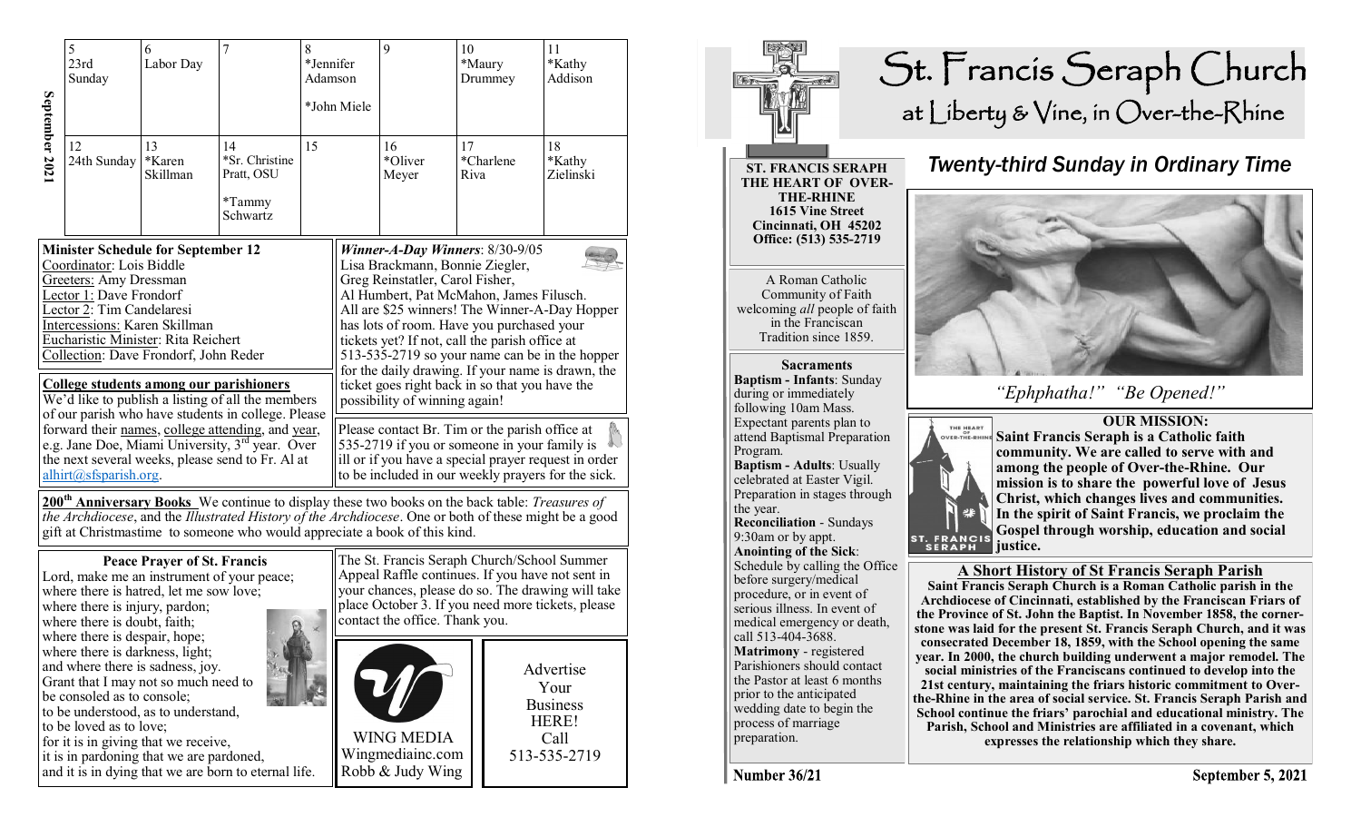## September 2021

| | | | | | | |
|---|---|---|---|---|---|---|
| 5<br>23rd Sunday | 6<br>Labor Day | 7 | 8<br>*Jennifer Adamson<br>*John Miele | 9 | 10<br>*Maury Drummey | 11<br>*Kathy Addison |
| 12<br>24th Sunday | 13<br>*Karen Skillman | 14<br>*Sr. Christine Pratt, OSU<br>*Tammy Schwartz | 15 | 16<br>*Oliver Meyer | 17<br>*Charlene Riva | 18<br>*Kathy Zielinski |

**Minister Schedule for September 12**

Coordinator: Lois Biddle
Greeters: Amy Dressman
Lector 1: Dave Frondorf
Lector 2: Tim Candelaresi
Intercessions: Karen Skillman
Eucharistic Minister: Rita Reichert
Collection: Dave Frondorf, John Reder

**College students among our parishioners**

We'd like to publish a listing of all the members of our parish who have students in college. Please forward their names, college attending, and year, e.g. Jane Doe, Miami University, 3rd year. Over the next several weeks, please send to Fr. Al at alhirt@sfsparish.org.

***Winner-A-Day Winners***: 8/30-9/05

Lisa Brackmann, Bonnie Ziegler, Greg Reinstatler, Carol Fisher, Al Humbert, Pat McMahon, James Filusch. All are $25 winners! The Winner-A-Day Hopper has lots of room. Have you purchased your tickets yet? If not, call the parish office at 513-535-2719 so your name can be in the hopper for the daily drawing. If your name is drawn, the ticket goes right back in so that you have the possibility of winning again!

Please contact Br. Tim or the parish office at 535-2719 if you or someone in your family is ill or if you have a special prayer request in order to be included in our weekly prayers for the sick.

**200th Anniversary Books** We continue to display these two books on the back table: *Treasures of the Archdiocese*, and the *Illustrated History of the Archdiocese*. One or both of these might be a good gift at Christmastime to someone who would appreciate a book of this kind.

**Peace Prayer of St. Francis**

Lord, make me an instrument of your peace;
where there is hatred, let me sow love;
where there is injury, pardon;
where there is doubt, faith;
where there is despair, hope;
where there is darkness, light;
and where there is sadness, joy.
Grant that I may not so much need to be consoled as to console;
to be understood, as to understand,
to be loved as to love;
for it is in giving that we receive,
it is in pardoning that we are pardoned,
and it is in dying that we are born to eternal life.

The St. Francis Seraph Church/School Summer Appeal Raffle continues. If you have not sent in your chances, please do so. The drawing will take place October 3. If you need more tickets, please contact the office. Thank you.

WING MEDIA
Wingmediainc.com
Robb & Judy Wing

Advertise Your Business HERE!
Call 513-535-2719

# St. Francis Seraph Church

## at Liberty & Vine, in Over-the-Rhine

**ST. FRANCIS SERAPH THE HEART OF OVER-THE-RHINE**
**1615 Vine Street**
**Cincinnati, OH 45202**
**Office: (513) 535-2719**

A Roman Catholic Community of Faith welcoming *all* people of faith in the Franciscan Tradition since 1859.

**Sacraments**

**Baptism - Infants**: Sunday during or immediately following 10am Mass. Expectant parents plan to attend Baptismal Preparation Program.

**Baptism - Adults**: Usually celebrated at Easter Vigil. Preparation in stages through the year.

**Reconciliation** - Sundays 9:30am or by appt.

**Anointing of the Sick**: Schedule by calling the Office before surgery/medical procedure, or in event of serious illness. In event of medical emergency or death, call 513-404-3688.

**Matrimony** - registered Parishioners should contact the Pastor at least 6 months prior to the anticipated wedding date to begin the process of marriage preparation.

## *Twenty-third Sunday in Ordinary Time*

*"Ephphatha!" "Be Opened!"*

**OUR MISSION:**

**Saint Francis Seraph is a Catholic faith community. We are called to serve with and among the people of Over-the-Rhine. Our mission is to share the powerful love of Jesus Christ, which changes lives and communities. In the spirit of Saint Francis, we proclaim the Gospel through worship, education and social justice.**

**A Short History of St Francis Seraph Parish**

**Saint Francis Seraph Church is a Roman Catholic parish in the Archdiocese of Cincinnati, established by the Franciscan Friars of the Province of St. John the Baptist. In November 1858, the cornerstone was laid for the present St. Francis Seraph Church, and it was consecrated December 18, 1859, with the School opening the same year. In 2000, the church building underwent a major remodel. The social ministries of the Franciscans continued to develop into the 21st century, maintaining the friars historic commitment to Over-the-Rhine in the area of social service. St. Francis Seraph Parish and School continue the friars' parochial and educational ministry. The Parish, School and Ministries are affiliated in a covenant, which expresses the relationship which they share.**

**Number 36/21** | **September 5, 2021**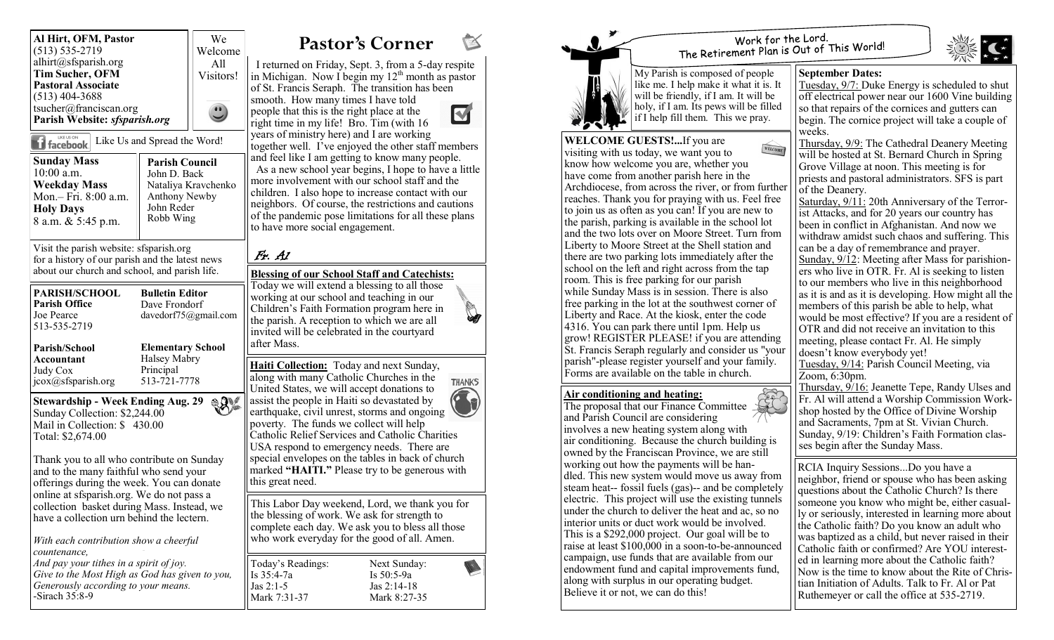**Al Hirt, OFM, Pastor**
(513) 535-2719
alhirt@sfsparish.org
**Tim Sucher, OFM**
**Pastoral Associate**
(513) 404-3688
tsucher@franciscan.org
**Parish Website:** ***sfsparish.org***

We Welcome All Visitors!

Like Us and Spread the Word!

**Sunday Mass**
10:00 a.m.
**Weekday Mass**
Mon.– Fri. 8:00 a.m.
**Holy Days**
8 a.m. & 5:45 p.m.

**Parish Council**
John D. Back
Nataliya Kravchenko
Anthony Newby
John Reder
Robb Wing

Visit the parish website: sfsparish.org for a history of our parish and the latest news about our church and school, and parish life.

**PARISH/SCHOOL**
**Parish Office**
Joe Pearce
513-535-2719

**Bulletin Editor**
Dave Frondorf
davedorf75@gmail.com

**Parish/School Accountant**
Judy Cox
jcox@sfsparish.org

**Elementary School**
Halsey Mabry
Principal
513-721-7778

**Stewardship - Week Ending Aug. 29**
Sunday Collection: $2,244.00
Mail in Collection: $ 430.00
Total: $2,674.00

Thank you to all who contribute on Sunday and to the many faithful who send your offerings during the week. You can donate online at sfsparish.org. We do not pass a collection basket during Mass. Instead, we have a collection urn behind the lectern.

*With each contribution show a cheerful countenance,*
*And pay your tithes in a spirit of joy.*
*Give to the Most High as God has given to you,*
*Generously according to your means.*
-Sirach 35:8-9

# Pastor's Corner

I returned on Friday, Sept. 3, from a 5-day respite in Michigan. Now I begin my 12th month as pastor of St. Francis Seraph. The transition has been smooth. How many times I have told people that this is the right place at the right time in my life! Bro. Tim (with 16 years of ministry here) and I are working together well. I've enjoyed the other staff members and feel like I am getting to know many people.

As a new school year begins, I hope to have a little more involvement with our school staff and the children. I also hope to increase contact with our neighbors. Of course, the restrictions and cautions of the pandemic pose limitations for all these plans to have more social engagement.

*Fr. Al*

**Blessing of our School Staff and Catechists:**
Today we will extend a blessing to all those working at our school and teaching in our Children's Faith Formation program here in the parish. A reception to which we are all invited will be celebrated in the courtyard after Mass.

**Haiti Collection:** Today and next Sunday, along with many Catholic Churches in the United States, we will accept donations to assist the people in Haiti so devastated by earthquake, civil unrest, storms and ongoing poverty. The funds we collect will help Catholic Relief Services and Catholic Charities USA respond to emergency needs. There are special envelopes on the tables in back of church marked **"HAITI."** Please try to be generous with this great need.

This Labor Day weekend, Lord, we thank you for the blessing of work. We ask for strength to complete each day. We ask you to bless all those who work everyday for the good of all. Amen.

| Today's Readings: | Next Sunday: |
|---|---|
| Is 35:4-7a | Is 50:5-9a |
| Jas 2:1-5 | Jas 2:14-18 |
| Mark 7:31-37 | Mark 8:27-35 |

Work for the Lord.
The Retirement Plan is Out of This World!

My Parish is composed of people like me. I help make it what it is. It will be friendly, if I am. It will be holy, if I am. Its pews will be filled if I help fill them. This we pray.

**WELCOME GUESTS!...**If you are visiting with us today, we want you to know how welcome you are, whether you have come from another parish here in the Archdiocese, from across the river, or from further reaches. Thank you for praying with us. Feel free to join us as often as you can! If you are new to the parish, parking is available in the school lot and the two lots over on Moore Street. Turn from Liberty to Moore Street at the Shell station and there are two parking lots immediately after the school on the left and right across from the tap room. This is free parking for our parish while Sunday Mass is in session. There is also free parking in the lot at the southwest corner of Liberty and Race. At the kiosk, enter the code 4316. You can park there until 1pm. Help us grow! REGISTER PLEASE! if you are attending St. Francis Seraph regularly and consider us "your parish"-please register yourself and your family. Forms are available on the table in church.

**Air conditioning and heating:**
The proposal that our Finance Committee and Parish Council are considering involves a new heating system along with air conditioning. Because the church building is owned by the Franciscan Province, we are still working out how the payments will be handled. This new system would move us away from steam heat-- fossil fuels (gas)-- and be completely electric. This project will use the existing tunnels under the church to deliver the heat and ac, so no interior units or duct work would be involved. This is a $292,000 project. Our goal will be to raise at least $100,000 in a soon-to-be-announced campaign, use funds that are available from our endowment fund and capital improvements fund, along with surplus in our operating budget. Believe it or not, we can do this!

**September Dates:**
Tuesday, 9/7: Duke Energy is scheduled to shut off electrical power near our 1600 Vine building so that repairs of the cornices and gutters can begin. The cornice project will take a couple of weeks.
Thursday, 9/9: The Cathedral Deanery Meeting will be hosted at St. Bernard Church in Spring Grove Village at noon. This meeting is for priests and pastoral administrators. SFS is part of the Deanery.
Saturday, 9/11: 20th Anniversary of the Terrorist Attacks, and for 20 years our country has been in conflict in Afghanistan. And now we withdraw amidst such chaos and suffering. This can be a day of remembrance and prayer.
Sunday, 9/12: Meeting after Mass for parishioners who live in OTR. Fr. Al is seeking to listen to our members who live in this neighborhood as it is and as it is developing. How might all the members of this parish be able to help, what would be most effective? If you are a resident of OTR and did not receive an invitation to this meeting, please contact Fr. Al. He simply doesn't know everybody yet!
Tuesday, 9/14: Parish Council Meeting, via Zoom, 6:30pm.
Thursday, 9/16: Jeanette Tepe, Randy Ulses and Fr. Al will attend a Worship Commission Workshop hosted by the Office of Divine Worship and Sacraments, 7pm at St. Vivian Church.
Sunday, 9/19: Children's Faith Formation classes begin after the Sunday Mass.

RCIA Inquiry Sessions...Do you have a neighbor, friend or spouse who has been asking questions about the Catholic Church? Is there someone you know who might be, either casually or seriously, interested in learning more about the Catholic faith? Do you know an adult who was baptized as a child, but never raised in their Catholic faith or confirmed? Are YOU interested in learning more about the Catholic faith? Now is the time to know about the Rite of Christian Initiation of Adults. Talk to Fr. Al or Pat Ruthemeyer or call the office at 535-2719.